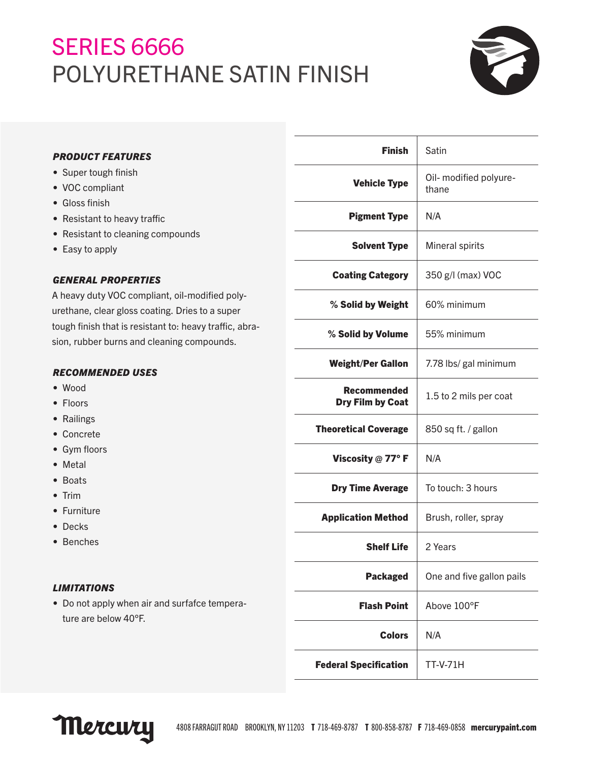# SERIES 6666
# POLYURETHANE SATIN FINISH

### *PRODUCT FEATURES*

- Super tough finish
- VOC compliant
- Gloss finish
- Resistant to heavy traffic
- Resistant to cleaning compounds
- Easy to apply

### *GENERAL PROPERTIES*

A heavy duty VOC compliant, oil-modified polyurethane, clear gloss coating. Dries to a super tough finish that is resistant to: heavy traffic, abrasion, rubber burns and cleaning compounds.

### *RECOMMENDED USES*

- Wood
- Floors
- Railings
- Concrete
- Gym floors
- Metal
- Boats
- Trim
- Furniture
- Decks
- Benches

### *LIMITATIONS*

- Do not apply when air and surfafce temperature are below 40°F.

| | |
|---|---|
| **Finish** | Satin |
| **Vehicle Type** | Oil- modified polyurethane |
| **Pigment Type** | N/A |
| **Solvent Type** | Mineral spirits |
| **Coating Category** | 350 g/l (max) VOC |
| **% Solid by Weight** | 60% minimum |
| **% Solid by Volume** | 55% minimum |
| **Weight/Per Gallon** | 7.78 lbs/ gal minimum |
| **Recommended Dry Film by Coat** | 1.5 to 2 mils per coat |
| **Theoretical Coverage** | 850 sq ft. / gallon |
| **Viscosity @ 77° F** | N/A |
| **Dry Time Average** | To touch: 3 hours |
| **Application Method** | Brush, roller, spray |
| **Shelf Life** | 2 Years |
| **Packaged** | One and five gallon pails |
| **Flash Point** | Above 100°F |
| **Colors** | N/A |
| **Federal Specification** | TT-V-71H |

Mercury 4808 FARRAGUT ROAD BROOKLYN, NY 11203 **T** 718-469-8787 **T** 800-858-8787 **F** 718-469-0858 **mercurypaint.com**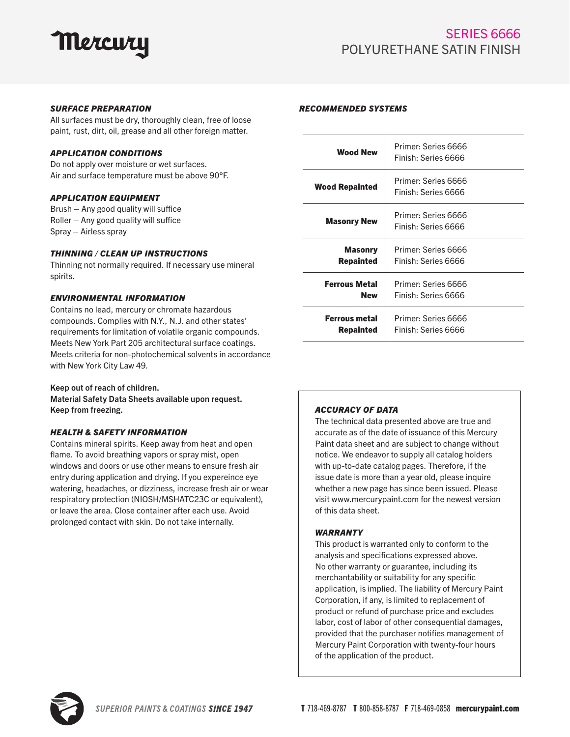# SERIES 6666
## POLYURETHANE SATIN FINISH

### *SURFACE PREPARATION*
All surfaces must be dry, thoroughly clean, free of loose paint, rust, dirt, oil, grease and all other foreign matter.

### *APPLICATION CONDITIONS*
Do not apply over moisture or wet surfaces.
Air and surface temperature must be above 90°F.

### *APPLICATION EQUIPMENT*
Brush – Any good quality will suffice
Roller – Any good quality will suffice
Spray – Airless spray

### *THINNING / CLEAN UP INSTRUCTIONS*
Thinning not normally required. If necessary use mineral spirits.

### *ENVIRONMENTAL INFORMATION*
Contains no lead, mercury or chromate hazardous compounds. Complies with N.Y., N.J. and other states' requirements for limitation of volatile organic compounds. Meets New York Part 205 architectural surface coatings. Meets criteria for non-photochemical solvents in accordance with New York City Law 49.

**Keep out of reach of children.**
**Material Safety Data Sheets available upon request.**
**Keep from freezing.**

### *HEALTH & SAFETY INFORMATION*
Contains mineral spirits. Keep away from heat and open flame. To avoid breathing vapors or spray mist, open windows and doors or use other means to ensure fresh air entry during application and drying. If you expereince eye watering, headaches, or dizziness, increase fresh air or wear respiratory protection (NIOSH/MSHATC23C or equivalent), or leave the area. Close container after each use. Avoid prolonged contact with skin. Do not take internally.

### *RECOMMENDED SYSTEMS*

| | |
|---|---|
| **Wood New** | Primer: Series 6666<br>Finish: Series 6666 |
| **Wood Repainted** | Primer: Series 6666<br>Finish: Series 6666 |
| **Masonry New** | Primer: Series 6666<br>Finish: Series 6666 |
| **Masonry Repainted** | Primer: Series 6666<br>Finish: Series 6666 |
| **Ferrous Metal New** | Primer: Series 6666<br>Finish: Series 6666 |
| **Ferrous metal Repainted** | Primer: Series 6666<br>Finish: Series 6666 |

### *ACCURACY OF DATA*
The technical data presented above are true and accurate as of the date of issuance of this Mercury Paint data sheet and are subject to change without notice. We endeavor to supply all catalog holders with up-to-date catalog pages. Therefore, if the issue date is more than a year old, please inquire whether a new page has since been issued. Please visit www.mercurypaint.com for the newest version of this data sheet.

### *WARRANTY*
This product is warranted only to conform to the analysis and specifications expressed above. No other warranty or guarantee, including its merchantability or suitability for any specific application, is implied. The liability of Mercury Paint Corporation, if any, is limited to replacement of product or refund of purchase price and excludes labor, cost of labor of other consequential damages, provided that the purchaser notifies management of Mercury Paint Corporation with twenty-four hours of the application of the product.

*SUPERIOR PAINTS & COATINGS* ***SINCE 1947***

**T** 718-469-8787 **T** 800-858-8787 **F** 718-469-0858 **mercurypaint.com**